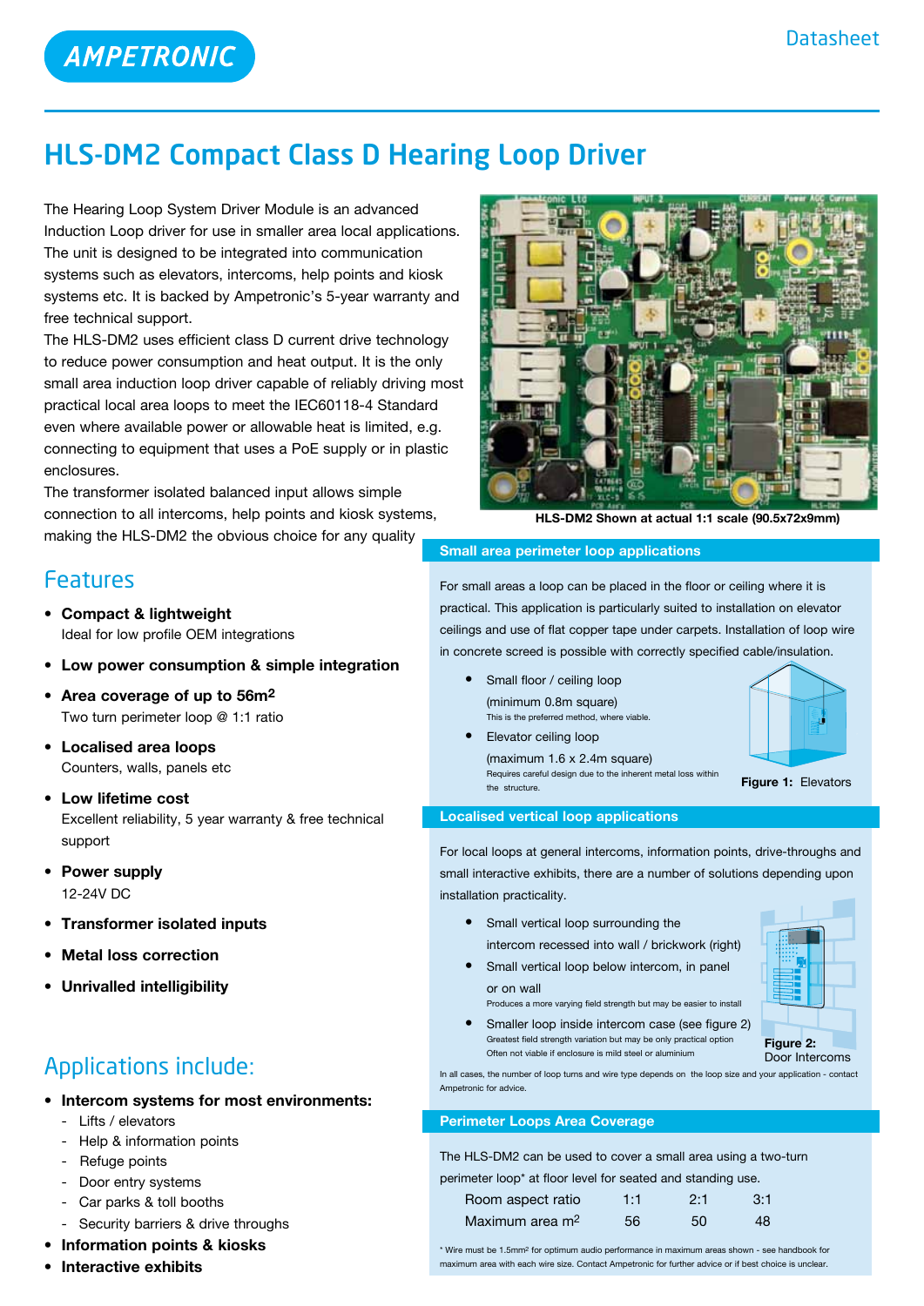AMPETRONIC

Datasheet

# HLS-DM2 Compact Class D Hearing Loop Driver

The Hearing Loop System Driver Module is an advanced Induction Loop driver for use in smaller area local applications. The unit is designed to be integrated into communication systems such as elevators, intercoms, help points and kiosk systems etc. It is backed by Ampetronic's 5-year warranty and free technical support.

The HLS-DM2 uses efficient class D current drive technology to reduce power consumption and heat output. It is the only small area induction loop driver capable of reliably driving most practical local area loops to meet the IEC60118-4 Standard even where available power or allowable heat is limited, e.g. connecting to equipment that uses a PoE supply or in plastic enclosures.

The transformer isolated balanced input allows simple connection to all intercoms, help points and kiosk systems, making the HLS-DM2 the obvious choice for any quality

HLS-DM2 Shown at actual 1:1 scale (90.5x72x9mm)

## Features

- **Compact & lightweight**
  Ideal for low profile OEM integrations
- **Low power consumption & simple integration**
- **Area coverage of up to 56m²**
  Two turn perimeter loop @ 1:1 ratio
- **Localised area loops**
  Counters, walls, panels etc
- **Low lifetime cost**
  Excellent reliability, 5 year warranty & free technical support
- **Power supply**
  12-24V DC
- **Transformer isolated inputs**
- **Metal loss correction**
- **Unrivalled intelligibility**

## Applications include:

- **Intercom systems for most environments:**
  - Lifts / elevators
  - Help & information points
  - Refuge points
  - Door entry systems
  - Car parks & toll booths
  - Security barriers & drive throughs
- **Information points & kiosks**
- **Interactive exhibits**

## Small area perimeter loop applications

For small areas a loop can be placed in the floor or ceiling where it is practical. This application is particularly suited to installation on elevator ceilings and use of flat copper tape under carpets. Installation of loop wire in concrete screed is possible with correctly specified cable/insulation.

- Small floor / ceiling loop
  (minimum 0.8m square)
  This is the preferred method, where viable.
- Elevator ceiling loop
  (maximum 1.6 x 2.4m square)
  Requires careful design due to the inherent metal loss within the structure.

**Figure 1:** Elevators

## Localised vertical loop applications

For local loops at general intercoms, information points, drive-throughs and small interactive exhibits, there are a number of solutions depending upon installation practicality.

- Small vertical loop surrounding the intercom recessed into wall / brickwork (right)
- Small vertical loop below intercom, in panel or on wall
  Produces a more varying field strength but may be easier to install
- Smaller loop inside intercom case (see figure 2)
  Greatest field strength variation but may be only practical option
  Often not viable if enclosure is mild steel or aluminium

**Figure 2:** Door Intercoms

In all cases, the number of loop turns and wire type depends on the loop size and your application - contact Ampetronic for advice.

## Perimeter Loops Area Coverage

The HLS-DM2 can be used to cover a small area using a two-turn perimeter loop* at floor level for seated and standing use.

| Room aspect ratio | 1:1 | 2:1 | 3:1 |
|---|---|---|---|
| Maximum area m² | 56 | 50 | 48 |

\* Wire must be 1.5mm² for optimum audio performance in maximum areas shown - see handbook for maximum area with each wire size. Contact Ampetronic for further advice or if best choice is unclear.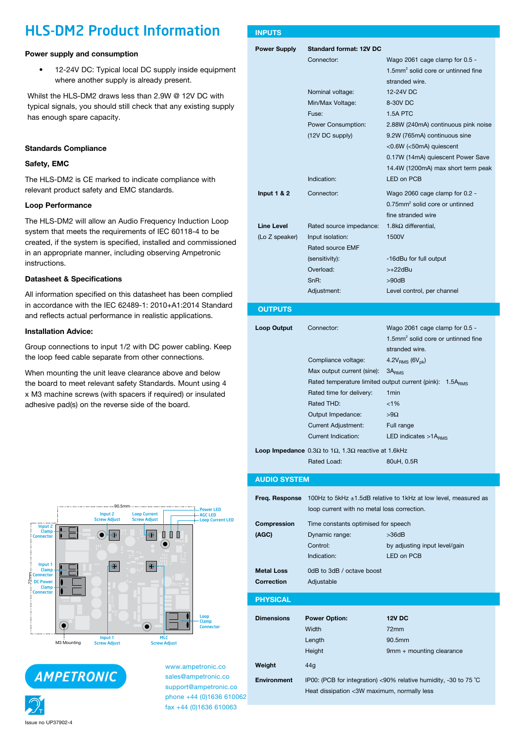# HLS-DM2 Product Information

### Power supply and consumption

- 12-24V DC: Typical local DC supply inside equipment where another supply is already present.

Whilst the HLS-DM2 draws less than 2.9W @ 12V DC with typical signals, you should still check that any existing supply has enough spare capacity.

### Standards Compliance

**Safety, EMC**

The HLS-DM2 is CE marked to indicate compliance with relevant product safety and EMC standards.

**Loop Performance**

The HLS-DM2 will allow an Audio Frequency Induction Loop system that meets the requirements of IEC 60118-4 to be created, if the system is specified, installed and commissioned in an appropriate manner, including observing Ampetronic instructions.

**Datasheet & Specifications**

All information specified on this datasheet has been complied in accordance with the IEC 62489-1: 2010+A1:2014 Standard and reflects actual performance in realistic applications.

**Installation Advice:**

Group connections to input 1/2 with DC power cabling. Keep the loop feed cable separate from other connections.

When mounting the unit leave clearance above and below the board to meet relevant safety Standards. Mount using 4 x M3 machine screws (with spacers if required) or insulated adhesive pad(s) on the reverse side of the board.

90.5mm
72mm
Input 2 Clamp Connector
Input 2 Screw Adjust
Loop Current Screw Adjust
Power LED
AGC LED
Loop Current LED
Input 1 Clamp Connector
DC Power Clamp Connector
Loop Clamp Connector
M3 Mounting
Input 1 Screw Adjust
MLC Screw Adjust

## INPUTS

| | | |
|---|---|---|
| **Power Supply** | **Standard format: 12V DC** | |
| | Connector: | Wago 2061 cage clamp for 0.5 - 1.5mm$^2$ solid core or untinned fine stranded wire. |
| | Nominal voltage: | 12-24V DC |
| | Min/Max Voltage: | 8-30V DC |
| | Fuse: | 1.5A PTC |
| | Power Consumption: (12V DC supply) | 2.88W (240mA) continuous pink noise |
| | | 9.2W (765mA) continuous sine |
| | | <0.6W (<50mA) quiescent |
| | | 0.17W (14mA) quiescent Power Save |
| | | 14.4W (1200mA) max short term peak |
| | Indication: | LED on PCB |
| **Input 1 & 2** | Connector: | Wago 2060 cage clamp for 0.2 - 0.75mm$^2$ solid core or untinned fine stranded wire |
| **Line Level** (Lo Z speaker) | Rated source impedance: | 1.8kΩ differential, |
| | Input isolation: | 1500V |
| | Rated source EMF (sensitivity): | -16dBu for full output |
| | Overload: | >+22dBu |
| | SnR: | >90dB |
| | Adjustment: | Level control, per channel |

## OUTPUTS

| | | |
|---|---|---|
| **Loop Output** | Connector: | Wago 2061 cage clamp for 0.5 - 1.5mm$^2$ solid core or untinned fine stranded wire. |
| | Compliance voltage: | $4.2V_{RMS}$ ($6V_{pk}$) |
| | Max output current (sine): | $3A_{RMS}$ |
| | Rated temperature limited output current (pink): | $1.5A_{RMS}$ |
| | Rated time for delivery: | 1min |
| | Rated THD: | <1% |
| | Output Impedance: | >9Ω |
| | Current Adjustment: | Full range |
| | Current Indication: | LED indicates $>1A_{RMS}$ |
| **Loop Impedance** | 0.3Ω to 1Ω, 1.3Ω reactive at 1.6kHz | |
| | Rated Load: | 80uH, 0.5R |

## AUDIO SYSTEM

| | | |
|---|---|---|
| **Freq. Response** | 100Hz to 5kHz ±1.5dB relative to 1kHz at low level, measured as loop current with no metal loss correction. | |
| **Compression (AGC)** | Time constants optimised for speech | |
| | Dynamic range: | >36dB |
| | Control: | by adjusting input level/gain |
| | Indication: | LED on PCB |
| **Metal Loss Correction** | 0dB to 3dB / octave boost | |
| | Adjustable | |

## PHYSICAL

| | | |
|---|---|---|
| **Dimensions** | **Power Option:** | **12V DC** |
| | Width | 72mm |
| | Length | 90.5mm |
| | Height | 9mm + mounting clearance |
| **Weight** | 44g | |
| **Environment** | IP00: (PCB for integration) <90% relative humidity, -30 to 75 °C | |
| | Heat dissipation <3W maximum, normally less | |

AMPETRONIC

www.ampetronic.co
sales@ampetronic.co
support@ampetronic.co
phone +44 (0)1636 610062
fax +44 (0)1636 610063

Issue no UP37902-4